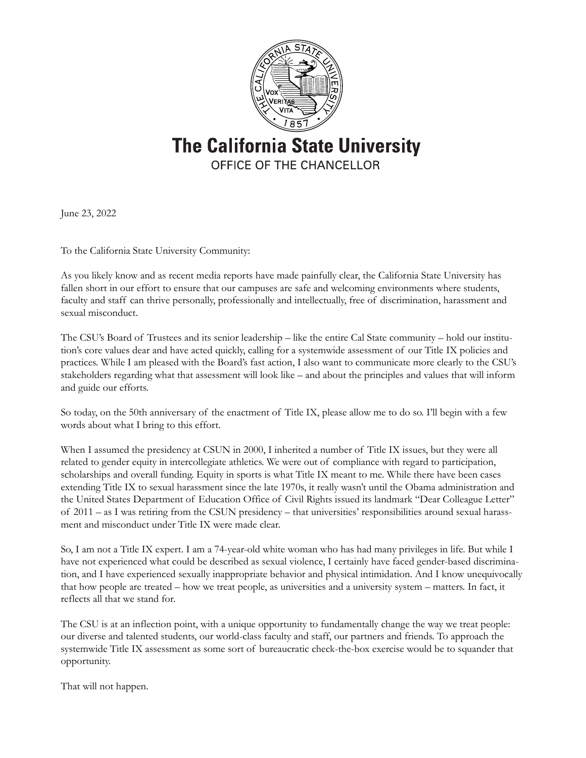# The California State University

OFFICE OF THE CHANCELLOR

June 23, 2022

To the California State University Community:

As you likely know and as recent media reports have made painfully clear, the California State University has fallen short in our effort to ensure that our campuses are safe and welcoming environments where students, faculty and staff can thrive personally, professionally and intellectually, free of discrimination, harassment and sexual misconduct.

The CSU's Board of Trustees and its senior leadership – like the entire Cal State community – hold our institution's core values dear and have acted quickly, calling for a systemwide assessment of our Title IX policies and practices. While I am pleased with the Board's fast action, I also want to communicate more clearly to the CSU's stakeholders regarding what that assessment will look like – and about the principles and values that will inform and guide our efforts.

So today, on the 50th anniversary of the enactment of Title IX, please allow me to do so. I'll begin with a few words about what I bring to this effort.

When I assumed the presidency at CSUN in 2000, I inherited a number of Title IX issues, but they were all related to gender equity in intercollegiate athletics. We were out of compliance with regard to participation, scholarships and overall funding. Equity in sports is what Title IX meant to me. While there have been cases extending Title IX to sexual harassment since the late 1970s, it really wasn't until the Obama administration and the United States Department of Education Office of Civil Rights issued its landmark "Dear Colleague Letter" of 2011 – as I was retiring from the CSUN presidency – that universities' responsibilities around sexual harassment and misconduct under Title IX were made clear.

So, I am not a Title IX expert. I am a 74-year-old white woman who has had many privileges in life. But while I have not experienced what could be described as sexual violence, I certainly have faced gender-based discrimination, and I have experienced sexually inappropriate behavior and physical intimidation. And I know unequivocally that how people are treated – how we treat people, as universities and a university system – matters. In fact, it reflects all that we stand for.

The CSU is at an inflection point, with a unique opportunity to fundamentally change the way we treat people: our diverse and talented students, our world-class faculty and staff, our partners and friends. To approach the systemwide Title IX assessment as some sort of bureaucratic check-the-box exercise would be to squander that opportunity.

That will not happen.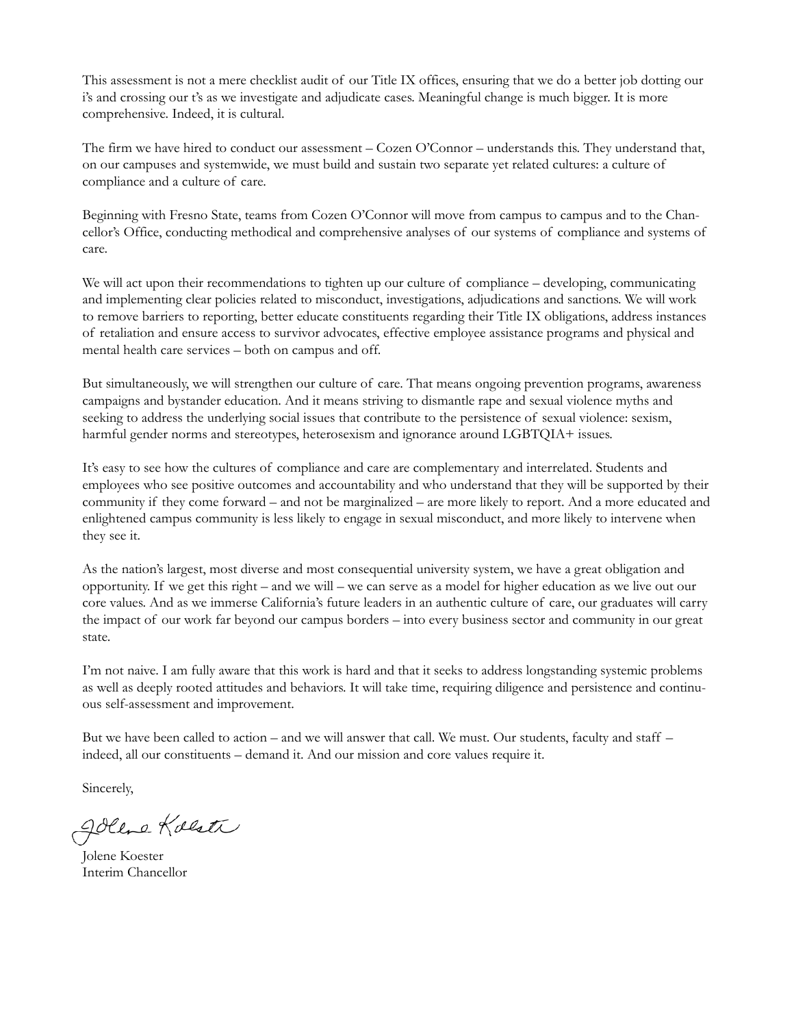This assessment is not a mere checklist audit of our Title IX offices, ensuring that we do a better job dotting our i's and crossing our t's as we investigate and adjudicate cases. Meaningful change is much bigger. It is more comprehensive. Indeed, it is cultural.

The firm we have hired to conduct our assessment – Cozen O'Connor – understands this. They understand that, on our campuses and systemwide, we must build and sustain two separate yet related cultures: a culture of compliance and a culture of care.

Beginning with Fresno State, teams from Cozen O'Connor will move from campus to campus and to the Chancellor's Office, conducting methodical and comprehensive analyses of our systems of compliance and systems of care.

We will act upon their recommendations to tighten up our culture of compliance – developing, communicating and implementing clear policies related to misconduct, investigations, adjudications and sanctions. We will work to remove barriers to reporting, better educate constituents regarding their Title IX obligations, address instances of retaliation and ensure access to survivor advocates, effective employee assistance programs and physical and mental health care services – both on campus and off.

But simultaneously, we will strengthen our culture of care. That means ongoing prevention programs, awareness campaigns and bystander education. And it means striving to dismantle rape and sexual violence myths and seeking to address the underlying social issues that contribute to the persistence of sexual violence: sexism, harmful gender norms and stereotypes, heterosexism and ignorance around LGBTQIA+ issues.

It's easy to see how the cultures of compliance and care are complementary and interrelated. Students and employees who see positive outcomes and accountability and who understand that they will be supported by their community if they come forward – and not be marginalized – are more likely to report. And a more educated and enlightened campus community is less likely to engage in sexual misconduct, and more likely to intervene when they see it.

As the nation's largest, most diverse and most consequential university system, we have a great obligation and opportunity. If we get this right – and we will – we can serve as a model for higher education as we live out our core values. And as we immerse California's future leaders in an authentic culture of care, our graduates will carry the impact of our work far beyond our campus borders – into every business sector and community in our great state.

I'm not naive. I am fully aware that this work is hard and that it seeks to address longstanding systemic problems as well as deeply rooted attitudes and behaviors. It will take time, requiring diligence and persistence and continuous self-assessment and improvement.

But we have been called to action – and we will answer that call. We must. Our students, faculty and staff – indeed, all our constituents – demand it. And our mission and core values require it.

Sincerely,

Jolene Koester

Jolene Koester
Interim Chancellor